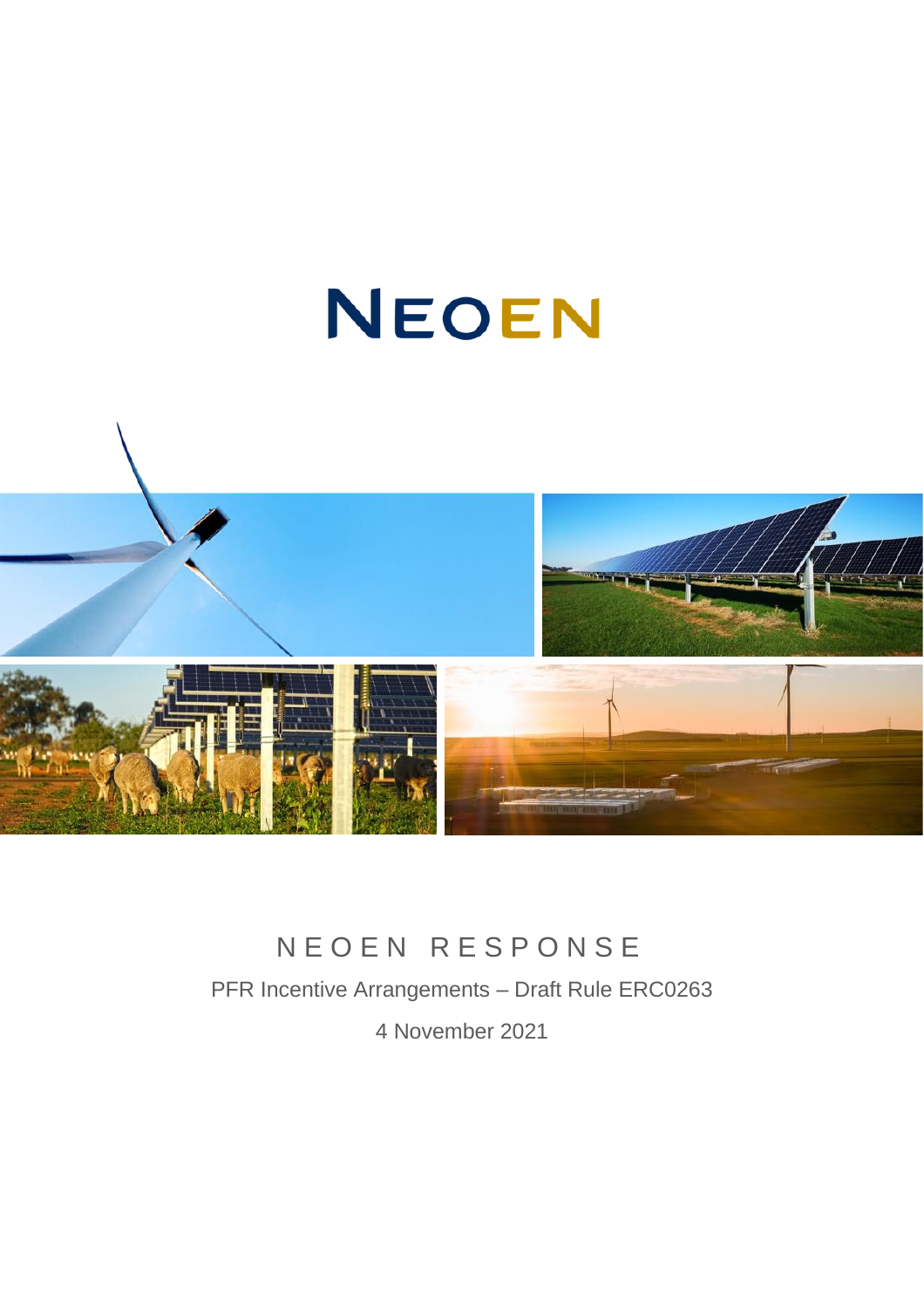# NEOEN

NEOEN RESPONSE

PFR Incentive Arrangements – Draft Rule ERC0263

4 November 2021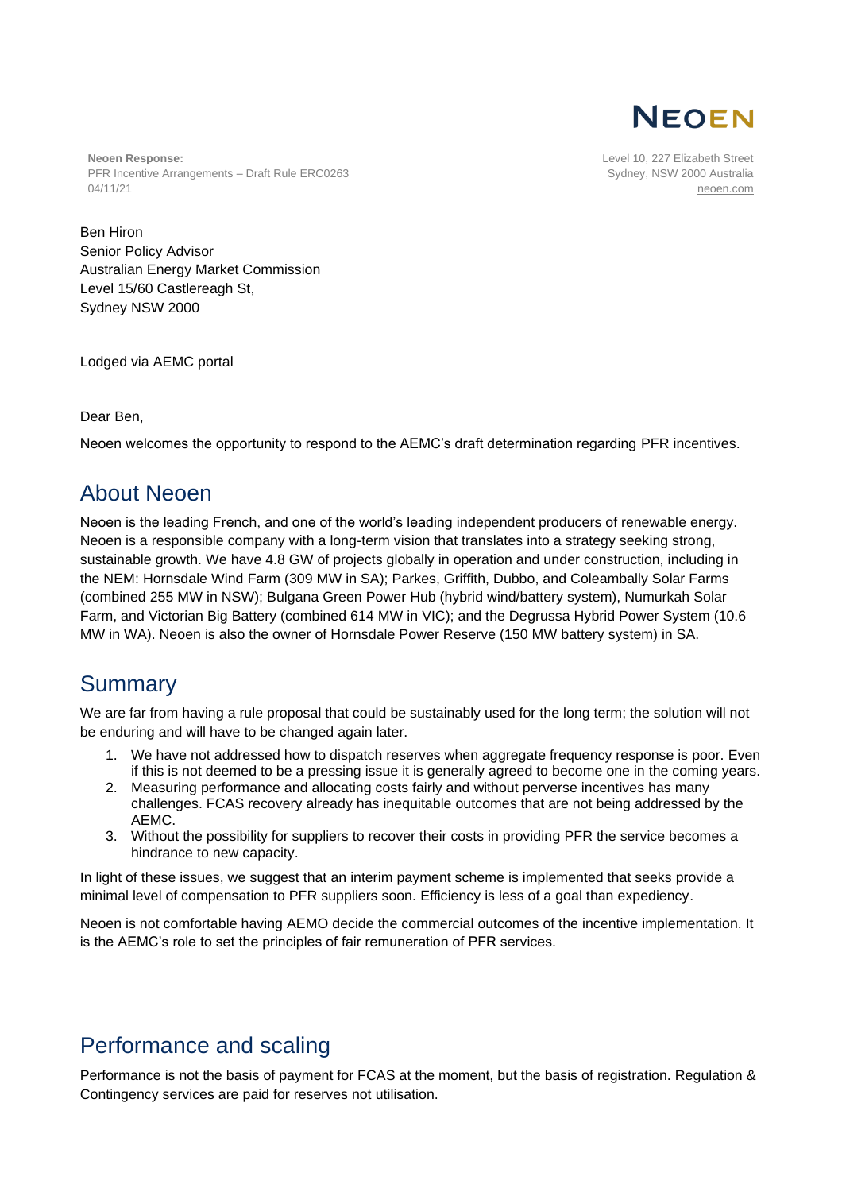Neoen Response:
PFR Incentive Arrangements – Draft Rule ERC0263
04/11/21

Level 10, 227 Elizabeth Street
Sydney, NSW 2000 Australia
neoen.com

Ben Hiron
Senior Policy Advisor
Australian Energy Market Commission
Level 15/60 Castlereagh St,
Sydney NSW 2000

Lodged via AEMC portal

Dear Ben,

Neoen welcomes the opportunity to respond to the AEMC's draft determination regarding PFR incentives.

## About Neoen

Neoen is the leading French, and one of the world's leading independent producers of renewable energy. Neoen is a responsible company with a long-term vision that translates into a strategy seeking strong, sustainable growth. We have 4.8 GW of projects globally in operation and under construction, including in the NEM: Hornsdale Wind Farm (309 MW in SA); Parkes, Griffith, Dubbo, and Coleambally Solar Farms (combined 255 MW in NSW); Bulgana Green Power Hub (hybrid wind/battery system), Numurkah Solar Farm, and Victorian Big Battery (combined 614 MW in VIC); and the Degrussa Hybrid Power System (10.6 MW in WA). Neoen is also the owner of Hornsdale Power Reserve (150 MW battery system) in SA.

## Summary

We are far from having a rule proposal that could be sustainably used for the long term; the solution will not be enduring and will have to be changed again later.

1. We have not addressed how to dispatch reserves when aggregate frequency response is poor. Even if this is not deemed to be a pressing issue it is generally agreed to become one in the coming years.
2. Measuring performance and allocating costs fairly and without perverse incentives has many challenges. FCAS recovery already has inequitable outcomes that are not being addressed by the AEMC.
3. Without the possibility for suppliers to recover their costs in providing PFR the service becomes a hindrance to new capacity.

In light of these issues, we suggest that an interim payment scheme is implemented that seeks provide a minimal level of compensation to PFR suppliers soon. Efficiency is less of a goal than expediency.

Neoen is not comfortable having AEMO decide the commercial outcomes of the incentive implementation. It is the AEMC's role to set the principles of fair remuneration of PFR services.

## Performance and scaling

Performance is not the basis of payment for FCAS at the moment, but the basis of registration. Regulation & Contingency services are paid for reserves not utilisation.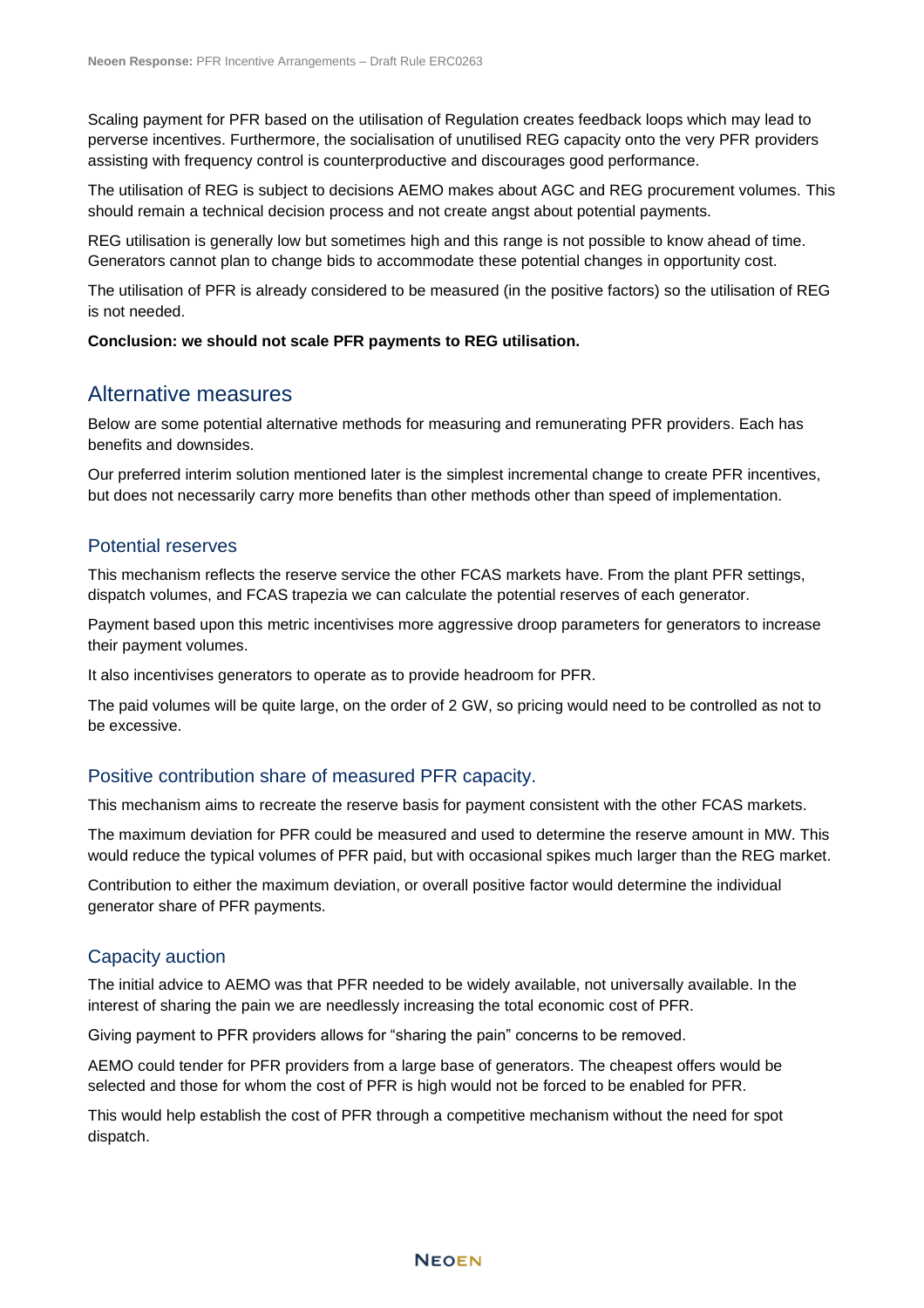Scaling payment for PFR based on the utilisation of Regulation creates feedback loops which may lead to perverse incentives. Furthermore, the socialisation of unutilised REG capacity onto the very PFR providers assisting with frequency control is counterproductive and discourages good performance.

The utilisation of REG is subject to decisions AEMO makes about AGC and REG procurement volumes. This should remain a technical decision process and not create angst about potential payments.

REG utilisation is generally low but sometimes high and this range is not possible to know ahead of time. Generators cannot plan to change bids to accommodate these potential changes in opportunity cost.

The utilisation of PFR is already considered to be measured (in the positive factors) so the utilisation of REG is not needed.

**Conclusion: we should not scale PFR payments to REG utilisation.**

## Alternative measures

Below are some potential alternative methods for measuring and remunerating PFR providers. Each has benefits and downsides.

Our preferred interim solution mentioned later is the simplest incremental change to create PFR incentives, but does not necessarily carry more benefits than other methods other than speed of implementation.

### Potential reserves

This mechanism reflects the reserve service the other FCAS markets have. From the plant PFR settings, dispatch volumes, and FCAS trapezia we can calculate the potential reserves of each generator.

Payment based upon this metric incentivises more aggressive droop parameters for generators to increase their payment volumes.

It also incentivises generators to operate as to provide headroom for PFR.

The paid volumes will be quite large, on the order of 2 GW, so pricing would need to be controlled as not to be excessive.

### Positive contribution share of measured PFR capacity.

This mechanism aims to recreate the reserve basis for payment consistent with the other FCAS markets.

The maximum deviation for PFR could be measured and used to determine the reserve amount in MW. This would reduce the typical volumes of PFR paid, but with occasional spikes much larger than the REG market.

Contribution to either the maximum deviation, or overall positive factor would determine the individual generator share of PFR payments.

### Capacity auction

The initial advice to AEMO was that PFR needed to be widely available, not universally available. In the interest of sharing the pain we are needlessly increasing the total economic cost of PFR.

Giving payment to PFR providers allows for "sharing the pain" concerns to be removed.

AEMO could tender for PFR providers from a large base of generators. The cheapest offers would be selected and those for whom the cost of PFR is high would not be forced to be enabled for PFR.

This would help establish the cost of PFR through a competitive mechanism without the need for spot dispatch.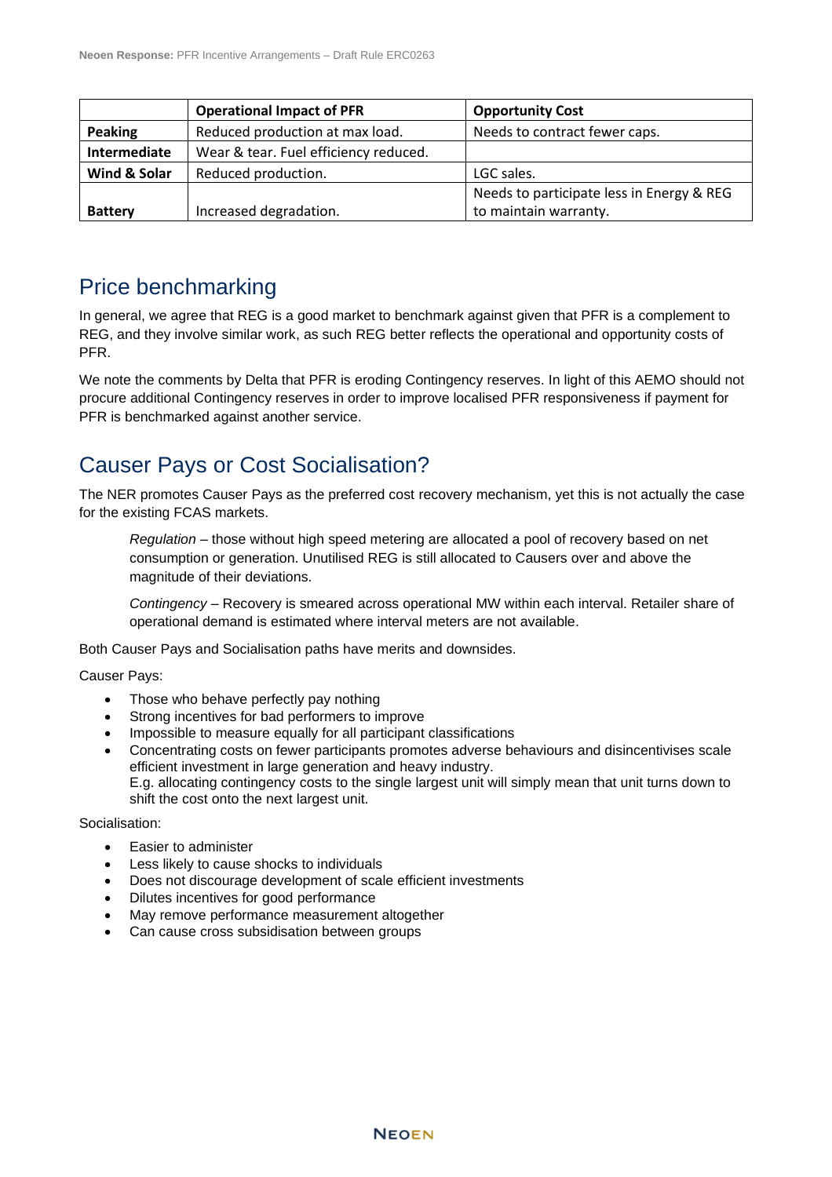| | Operational Impact of PFR | Opportunity Cost |
|---|---|---|
| **Peaking** | Reduced production at max load. | Needs to contract fewer caps. |
| **Intermediate** | Wear & tear. Fuel efficiency reduced. | |
| **Wind & Solar** | Reduced production. | LGC sales. |
| **Battery** | Increased degradation. | Needs to participate less in Energy & REG to maintain warranty. |

## Price benchmarking

In general, we agree that REG is a good market to benchmark against given that PFR is a complement to REG, and they involve similar work, as such REG better reflects the operational and opportunity costs of PFR.

We note the comments by Delta that PFR is eroding Contingency reserves. In light of this AEMO should not procure additional Contingency reserves in order to improve localised PFR responsiveness if payment for PFR is benchmarked against another service.

## Causer Pays or Cost Socialisation?

The NER promotes Causer Pays as the preferred cost recovery mechanism, yet this is not actually the case for the existing FCAS markets.

> *Regulation* – those without high speed metering are allocated a pool of recovery based on net consumption or generation. Unutilised REG is still allocated to Causers over and above the magnitude of their deviations.
>
> *Contingency* – Recovery is smeared across operational MW within each interval. Retailer share of operational demand is estimated where interval meters are not available.

Both Causer Pays and Socialisation paths have merits and downsides.

Causer Pays:

- Those who behave perfectly pay nothing
- Strong incentives for bad performers to improve
- Impossible to measure equally for all participant classifications
- Concentrating costs on fewer participants promotes adverse behaviours and disincentivises scale efficient investment in large generation and heavy industry.
  E.g. allocating contingency costs to the single largest unit will simply mean that unit turns down to shift the cost onto the next largest unit.

Socialisation:

- Easier to administer
- Less likely to cause shocks to individuals
- Does not discourage development of scale efficient investments
- Dilutes incentives for good performance
- May remove performance measurement altogether
- Can cause cross subsidisation between groups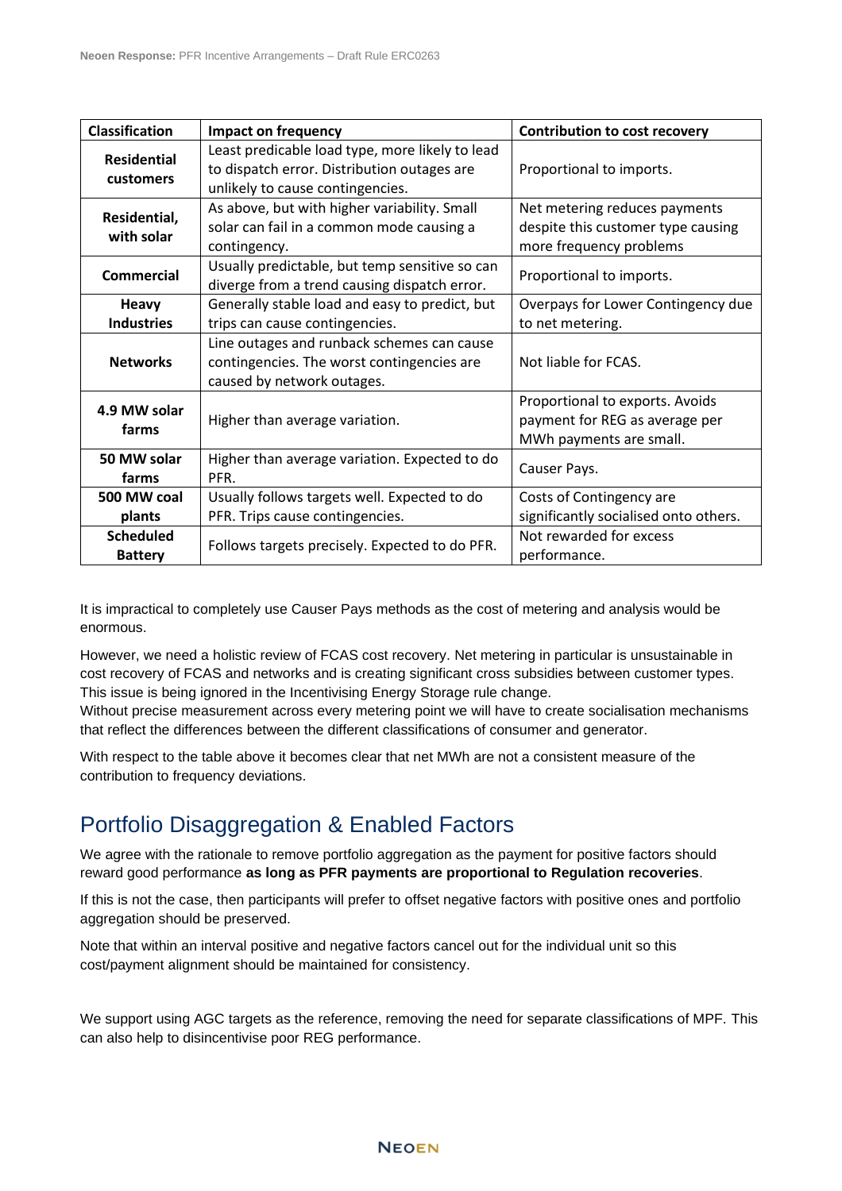| Classification | Impact on frequency | Contribution to cost recovery |
|---|---|---|
| **Residential customers** | Least predicable load type, more likely to lead to dispatch error. Distribution outages are unlikely to cause contingencies. | Proportional to imports. |
| **Residential, with solar** | As above, but with higher variability. Small solar can fail in a common mode causing a contingency. | Net metering reduces payments despite this customer type causing more frequency problems |
| **Commercial** | Usually predictable, but temp sensitive so can diverge from a trend causing dispatch error. | Proportional to imports. |
| **Heavy Industries** | Generally stable load and easy to predict, but trips can cause contingencies. | Overpays for Lower Contingency due to net metering. |
| **Networks** | Line outages and runback schemes can cause contingencies. The worst contingencies are caused by network outages. | Not liable for FCAS. |
| **4.9 MW solar farms** | Higher than average variation. | Proportional to exports. Avoids payment for REG as average per MWh payments are small. |
| **50 MW solar farms** | Higher than average variation. Expected to do PFR. | Causer Pays. |
| **500 MW coal plants** | Usually follows targets well. Expected to do PFR. Trips cause contingencies. | Costs of Contingency are significantly socialised onto others. |
| **Scheduled Battery** | Follows targets precisely. Expected to do PFR. | Not rewarded for excess performance. |

It is impractical to completely use Causer Pays methods as the cost of metering and analysis would be enormous.

However, we need a holistic review of FCAS cost recovery. Net metering in particular is unsustainable in cost recovery of FCAS and networks and is creating significant cross subsidies between customer types. This issue is being ignored in the Incentivising Energy Storage rule change.
Without precise measurement across every metering point we will have to create socialisation mechanisms that reflect the differences between the different classifications of consumer and generator.

With respect to the table above it becomes clear that net MWh are not a consistent measure of the contribution to frequency deviations.

## Portfolio Disaggregation & Enabled Factors

We agree with the rationale to remove portfolio aggregation as the payment for positive factors should reward good performance **as long as PFR payments are proportional to Regulation recoveries**.

If this is not the case, then participants will prefer to offset negative factors with positive ones and portfolio aggregation should be preserved.

Note that within an interval positive and negative factors cancel out for the individual unit so this cost/payment alignment should be maintained for consistency.

We support using AGC targets as the reference, removing the need for separate classifications of MPF. This can also help to disincentivise poor REG performance.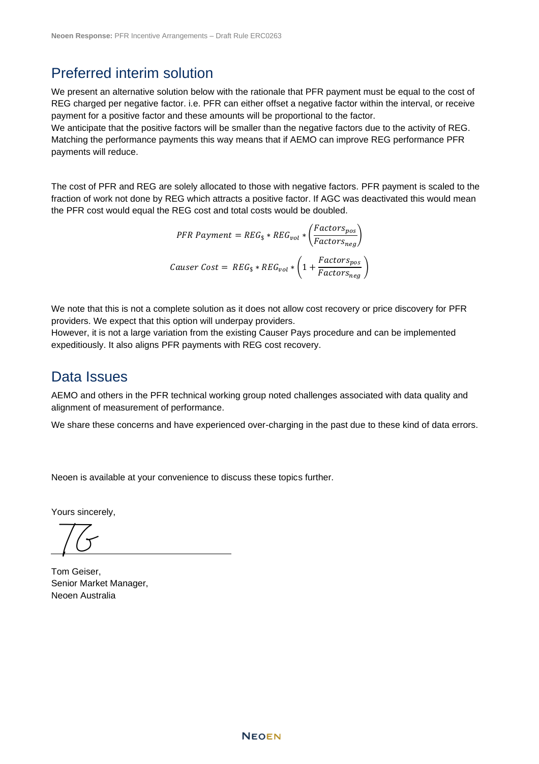## Preferred interim solution

We present an alternative solution below with the rationale that PFR payment must be equal to the cost of REG charged per negative factor. i.e. PFR can either offset a negative factor within the interval, or receive payment for a positive factor and these amounts will be proportional to the factor.

We anticipate that the positive factors will be smaller than the negative factors due to the activity of REG. Matching the performance payments this way means that if AEMO can improve REG performance PFR payments will reduce.

The cost of PFR and REG are solely allocated to those with negative factors. PFR payment is scaled to the fraction of work not done by REG which attracts a positive factor. If AGC was deactivated this would mean the PFR cost would equal the REG cost and total costs would be doubled.

$$PFR\ Payment = REG_{\$} * REG_{vol} * \left(\frac{Factors_{pos}}{Factors_{neg}}\right)$$

$$Causer\ Cost = REG_{\$} * REG_{vol} * \left(1 + \frac{Factors_{pos}}{Factors_{neg}}\right)$$

We note that this is not a complete solution as it does not allow cost recovery or price discovery for PFR providers. We expect that this option will underpay providers.

However, it is not a large variation from the existing Causer Pays procedure and can be implemented expeditiously. It also aligns PFR payments with REG cost recovery.

## Data Issues

AEMO and others in the PFR technical working group noted challenges associated with data quality and alignment of measurement of performance.

We share these concerns and have experienced over-charging in the past due to these kind of data errors.

Neoen is available at your convenience to discuss these topics further.

Yours sincerely,

Tom Geiser,
Senior Market Manager,
Neoen Australia